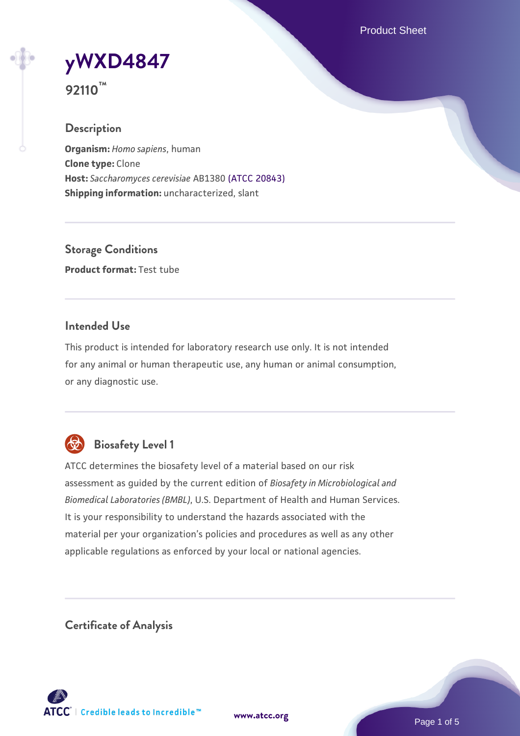# yWXD4847

**92110™**

## Description

**Organism:** *Homo sapiens*, human
**Clone type:** Clone
**Host:** *Saccharomyces cerevisiae* AB1380 (ATCC 20843)
**Shipping information:** uncharacterized, slant

## Storage Conditions

**Product format:** Test tube

## Intended Use

This product is intended for laboratory research use only. It is not intended for any animal or human therapeutic use, any human or animal consumption, or any diagnostic use.

## Biosafety Level 1

ATCC determines the biosafety level of a material based on our risk assessment as guided by the current edition of *Biosafety in Microbiological and Biomedical Laboratories (BMBL)*, U.S. Department of Health and Human Services. It is your responsibility to understand the hazards associated with the material per your organization's policies and procedures as well as any other applicable regulations as enforced by your local or national agencies.

## Certificate of Analysis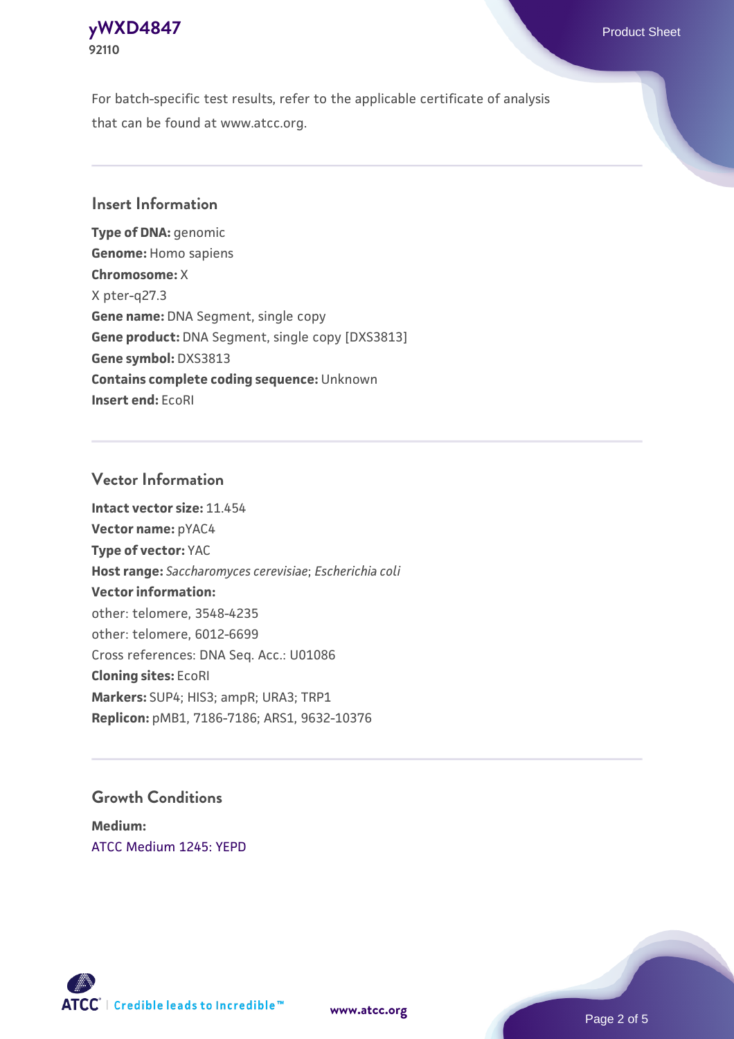For batch-specific test results, refer to the applicable certificate of analysis that can be found at www.atcc.org.

## Insert Information

**Type of DNA:** genomic
**Genome:** Homo sapiens
**Chromosome:** X
X pter-q27.3
**Gene name:** DNA Segment, single copy
**Gene product:** DNA Segment, single copy [DXS3813]
**Gene symbol:** DXS3813
**Contains complete coding sequence:** Unknown
**Insert end:** EcoRI

## Vector Information

**Intact vector size:** 11.454
**Vector name:** pYAC4
**Type of vector:** YAC
**Host range:** *Saccharomyces cerevisiae*; *Escherichia coli*
**Vector information:**
other: telomere, 3548-4235
other: telomere, 6012-6699
Cross references: DNA Seq. Acc.: U01086
**Cloning sites:** EcoRI
**Markers:** SUP4; HIS3; ampR; URA3; TRP1
**Replicon:** pMB1, 7186-7186; ARS1, 9632-10376

## Growth Conditions

**Medium:**
ATCC Medium 1245: YEPD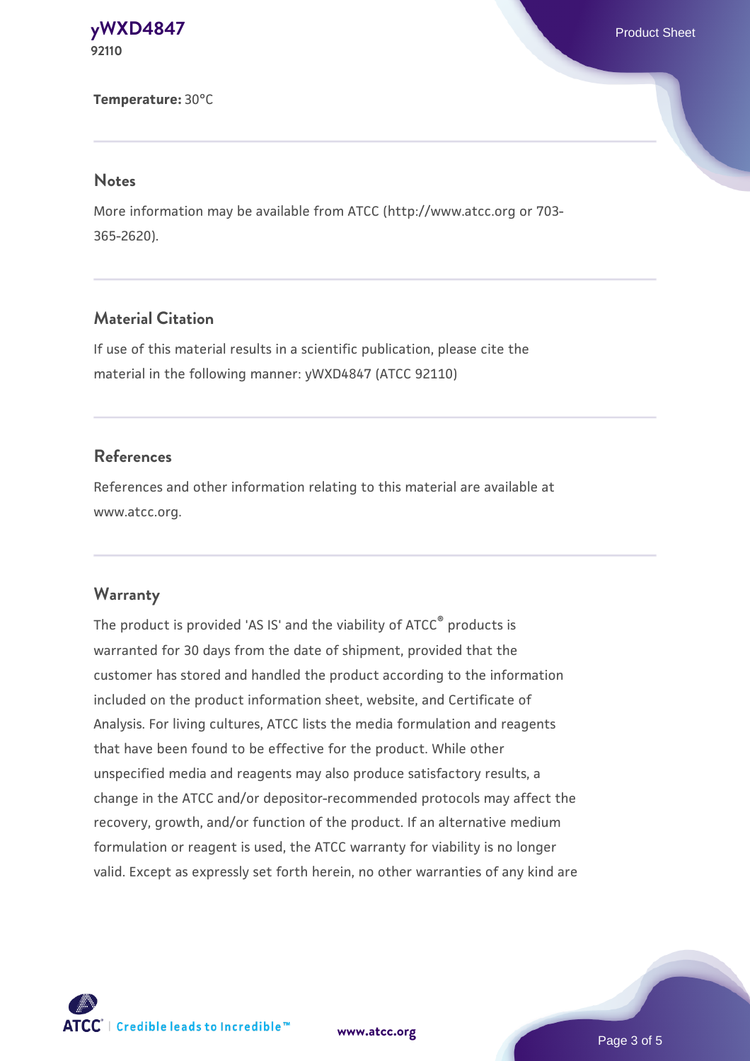**Temperature:** 30°C

## Notes

More information may be available from ATCC (http://www.atcc.org or 703-365-2620).

## Material Citation

If use of this material results in a scientific publication, please cite the material in the following manner: yWXD4847 (ATCC 92110)

## References

References and other information relating to this material are available at www.atcc.org.

## Warranty

The product is provided 'AS IS' and the viability of ATCC® products is warranted for 30 days from the date of shipment, provided that the customer has stored and handled the product according to the information included on the product information sheet, website, and Certificate of Analysis. For living cultures, ATCC lists the media formulation and reagents that have been found to be effective for the product. While other unspecified media and reagents may also produce satisfactory results, a change in the ATCC and/or depositor-recommended protocols may affect the recovery, growth, and/or function of the product. If an alternative medium formulation or reagent is used, the ATCC warranty for viability is no longer valid. Except as expressly set forth herein, no other warranties of any kind are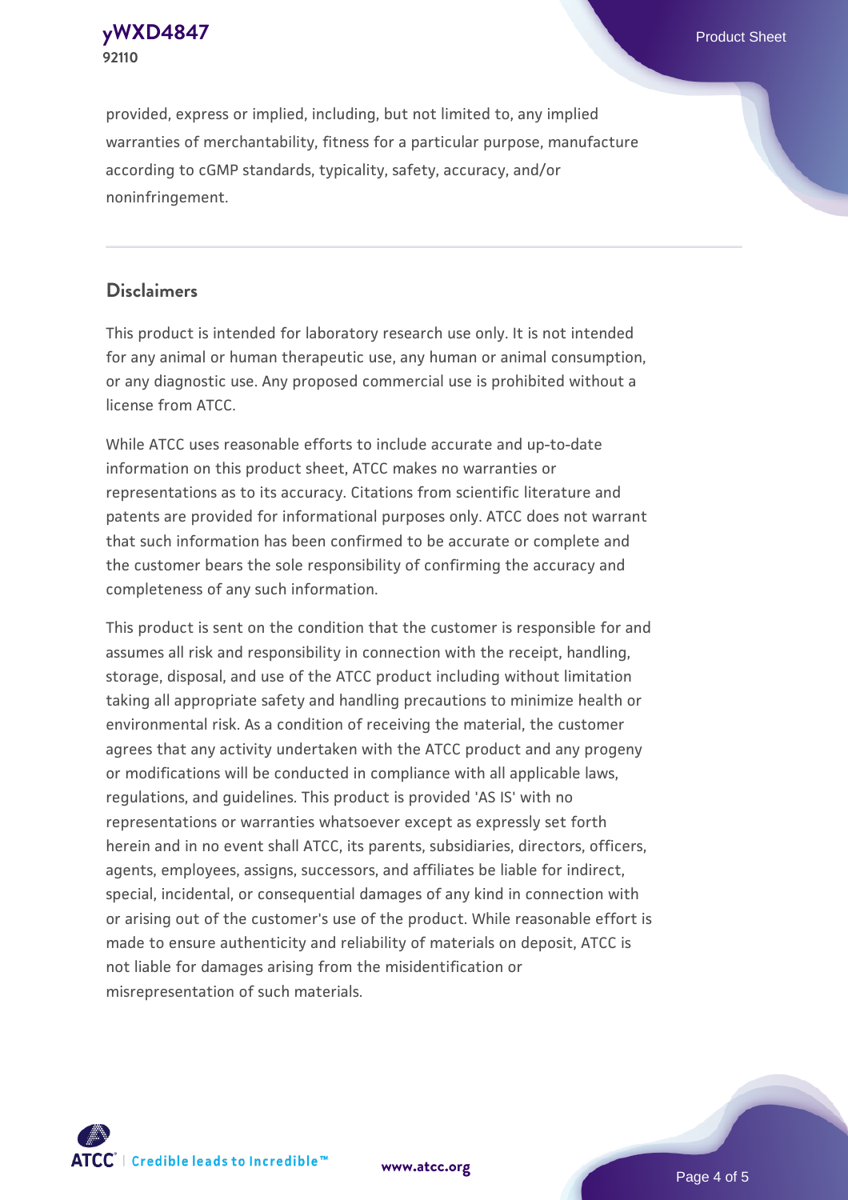provided, express or implied, including, but not limited to, any implied warranties of merchantability, fitness for a particular purpose, manufacture according to cGMP standards, typicality, safety, accuracy, and/or noninfringement.

## Disclaimers

This product is intended for laboratory research use only. It is not intended for any animal or human therapeutic use, any human or animal consumption, or any diagnostic use. Any proposed commercial use is prohibited without a license from ATCC.

While ATCC uses reasonable efforts to include accurate and up-to-date information on this product sheet, ATCC makes no warranties or representations as to its accuracy. Citations from scientific literature and patents are provided for informational purposes only. ATCC does not warrant that such information has been confirmed to be accurate or complete and the customer bears the sole responsibility of confirming the accuracy and completeness of any such information.

This product is sent on the condition that the customer is responsible for and assumes all risk and responsibility in connection with the receipt, handling, storage, disposal, and use of the ATCC product including without limitation taking all appropriate safety and handling precautions to minimize health or environmental risk. As a condition of receiving the material, the customer agrees that any activity undertaken with the ATCC product and any progeny or modifications will be conducted in compliance with all applicable laws, regulations, and guidelines. This product is provided 'AS IS' with no representations or warranties whatsoever except as expressly set forth herein and in no event shall ATCC, its parents, subsidiaries, directors, officers, agents, employees, assigns, successors, and affiliates be liable for indirect, special, incidental, or consequential damages of any kind in connection with or arising out of the customer's use of the product. While reasonable effort is made to ensure authenticity and reliability of materials on deposit, ATCC is not liable for damages arising from the misidentification or misrepresentation of such materials.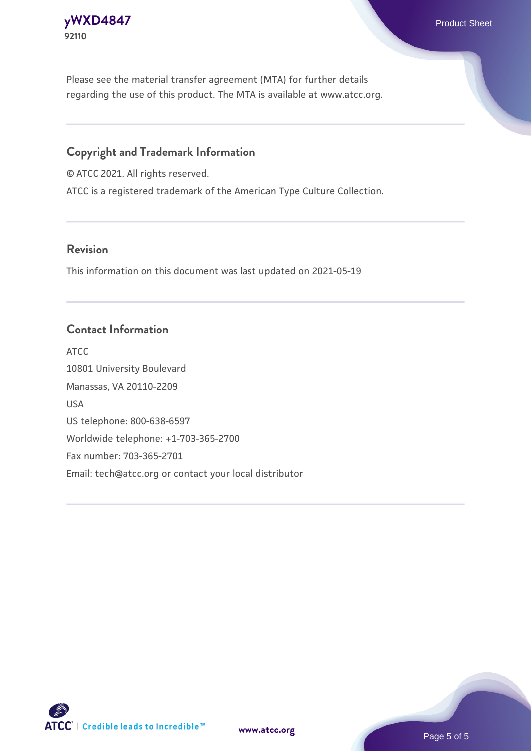Please see the material transfer agreement (MTA) for further details regarding the use of this product. The MTA is available at www.atcc.org.

## Copyright and Trademark Information

© ATCC 2021. All rights reserved.

ATCC is a registered trademark of the American Type Culture Collection.

## Revision

This information on this document was last updated on 2021-05-19

## Contact Information

ATCC
10801 University Boulevard
Manassas, VA 20110-2209
USA
US telephone: 800-638-6597
Worldwide telephone: +1-703-365-2700
Fax number: 703-365-2701
Email: tech@atcc.org or contact your local distributor